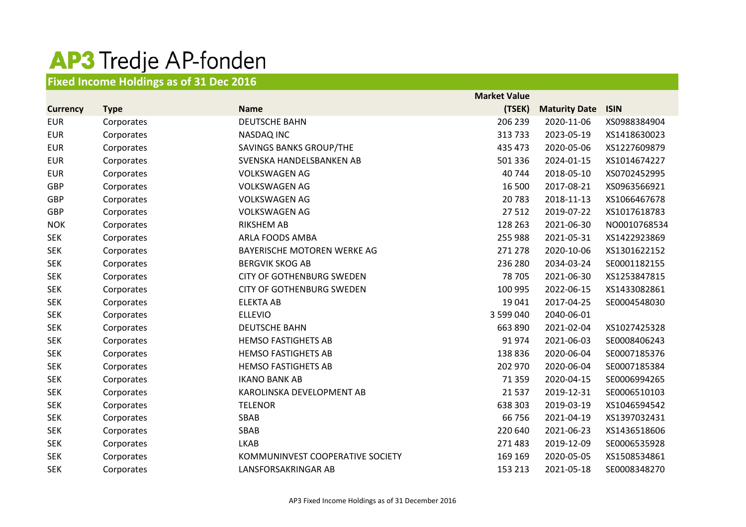# AP3 Tredje AP-fonden

## Fixed Income Holdings as of 31 Dec 2016

| Currency | Type | Name | Market Value (TSEK) | Maturity Date | ISIN |
|---|---|---|---|---|---|
| EUR | Corporates | DEUTSCHE BAHN | 206 239 | 2020-11-06 | XS0988384904 |
| EUR | Corporates | NASDAQ INC | 313 733 | 2023-05-19 | XS1418630023 |
| EUR | Corporates | SAVINGS BANKS GROUP/THE | 435 473 | 2020-05-06 | XS1227609879 |
| EUR | Corporates | SVENSKA HANDELSBANKEN AB | 501 336 | 2024-01-15 | XS1014674227 |
| EUR | Corporates | VOLKSWAGEN AG | 40 744 | 2018-05-10 | XS0702452995 |
| GBP | Corporates | VOLKSWAGEN AG | 16 500 | 2017-08-21 | XS0963566921 |
| GBP | Corporates | VOLKSWAGEN AG | 20 783 | 2018-11-13 | XS1066467678 |
| GBP | Corporates | VOLKSWAGEN AG | 27 512 | 2019-07-22 | XS1017618783 |
| NOK | Corporates | RIKSHEM AB | 128 263 | 2021-06-30 | NO0010768534 |
| SEK | Corporates | ARLA FOODS AMBA | 255 988 | 2021-05-31 | XS1422923869 |
| SEK | Corporates | BAYERISCHE MOTOREN WERKE AG | 271 278 | 2020-10-06 | XS1301622152 |
| SEK | Corporates | BERGVIK SKOG AB | 236 280 | 2034-03-24 | SE0001182155 |
| SEK | Corporates | CITY OF GOTHENBURG SWEDEN | 78 705 | 2021-06-30 | XS1253847815 |
| SEK | Corporates | CITY OF GOTHENBURG SWEDEN | 100 995 | 2022-06-15 | XS1433082861 |
| SEK | Corporates | ELEKTA AB | 19 041 | 2017-04-25 | SE0004548030 |
| SEK | Corporates | ELLEVIO | 3 599 040 | 2040-06-01 | |
| SEK | Corporates | DEUTSCHE BAHN | 663 890 | 2021-02-04 | XS1027425328 |
| SEK | Corporates | HEMSO FASTIGHETS AB | 91 974 | 2021-06-03 | SE0008406243 |
| SEK | Corporates | HEMSO FASTIGHETS AB | 138 836 | 2020-06-04 | SE0007185376 |
| SEK | Corporates | HEMSO FASTIGHETS AB | 202 970 | 2020-06-04 | SE0007185384 |
| SEK | Corporates | IKANO BANK AB | 71 359 | 2020-04-15 | SE0006994265 |
| SEK | Corporates | KAROLINSKA DEVELOPMENT AB | 21 537 | 2019-12-31 | SE0006510103 |
| SEK | Corporates | TELENOR | 638 303 | 2019-03-19 | XS1046594542 |
| SEK | Corporates | SBAB | 66 756 | 2021-04-19 | XS1397032431 |
| SEK | Corporates | SBAB | 220 640 | 2021-06-23 | XS1436518606 |
| SEK | Corporates | LKAB | 271 483 | 2019-12-09 | SE0006535928 |
| SEK | Corporates | KOMMUNINVEST COOPERATIVE SOCIETY | 169 169 | 2020-05-05 | XS1508534861 |
| SEK | Corporates | LANSFORSAKRINGAR AB | 153 213 | 2021-05-18 | SE0008348270 |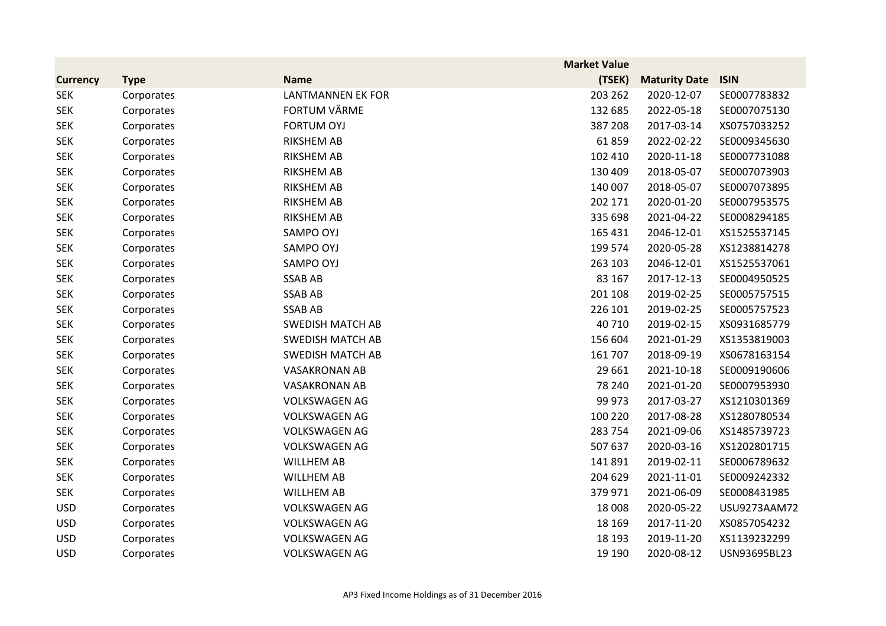| Currency | Type | Name | Market Value (TSEK) | Maturity Date | ISIN |
|---|---|---|---|---|---|
| SEK | Corporates | LANTMANNEN EK FOR | 203 262 | 2020-12-07 | SE0007783832 |
| SEK | Corporates | FORTUM VÄRME | 132 685 | 2022-05-18 | SE0007075130 |
| SEK | Corporates | FORTUM OYJ | 387 208 | 2017-03-14 | XS0757033252 |
| SEK | Corporates | RIKSHEM AB | 61 859 | 2022-02-22 | SE0009345630 |
| SEK | Corporates | RIKSHEM AB | 102 410 | 2020-11-18 | SE0007731088 |
| SEK | Corporates | RIKSHEM AB | 130 409 | 2018-05-07 | SE0007073903 |
| SEK | Corporates | RIKSHEM AB | 140 007 | 2018-05-07 | SE0007073895 |
| SEK | Corporates | RIKSHEM AB | 202 171 | 2020-01-20 | SE0007953575 |
| SEK | Corporates | RIKSHEM AB | 335 698 | 2021-04-22 | SE0008294185 |
| SEK | Corporates | SAMPO OYJ | 165 431 | 2046-12-01 | XS1525537145 |
| SEK | Corporates | SAMPO OYJ | 199 574 | 2020-05-28 | XS1238814278 |
| SEK | Corporates | SAMPO OYJ | 263 103 | 2046-12-01 | XS1525537061 |
| SEK | Corporates | SSAB AB | 83 167 | 2017-12-13 | SE0004950525 |
| SEK | Corporates | SSAB AB | 201 108 | 2019-02-25 | SE0005757515 |
| SEK | Corporates | SSAB AB | 226 101 | 2019-02-25 | SE0005757523 |
| SEK | Corporates | SWEDISH MATCH AB | 40 710 | 2019-02-15 | XS0931685779 |
| SEK | Corporates | SWEDISH MATCH AB | 156 604 | 2021-01-29 | XS1353819003 |
| SEK | Corporates | SWEDISH MATCH AB | 161 707 | 2018-09-19 | XS0678163154 |
| SEK | Corporates | VASAKRONAN AB | 29 661 | 2021-10-18 | SE0009190606 |
| SEK | Corporates | VASAKRONAN AB | 78 240 | 2021-01-20 | SE0007953930 |
| SEK | Corporates | VOLKSWAGEN AG | 99 973 | 2017-03-27 | XS1210301369 |
| SEK | Corporates | VOLKSWAGEN AG | 100 220 | 2017-08-28 | XS1280780534 |
| SEK | Corporates | VOLKSWAGEN AG | 283 754 | 2021-09-06 | XS1485739723 |
| SEK | Corporates | VOLKSWAGEN AG | 507 637 | 2020-03-16 | XS1202801715 |
| SEK | Corporates | WILLHEM AB | 141 891 | 2019-02-11 | SE0006789632 |
| SEK | Corporates | WILLHEM AB | 204 629 | 2021-11-01 | SE0009242332 |
| SEK | Corporates | WILLHEM AB | 379 971 | 2021-06-09 | SE0008431985 |
| USD | Corporates | VOLKSWAGEN AG | 18 008 | 2020-05-22 | USU9273AAM72 |
| USD | Corporates | VOLKSWAGEN AG | 18 169 | 2017-11-20 | XS0857054232 |
| USD | Corporates | VOLKSWAGEN AG | 18 193 | 2019-11-20 | XS1139232299 |
| USD | Corporates | VOLKSWAGEN AG | 19 190 | 2020-08-12 | USN93695BL23 |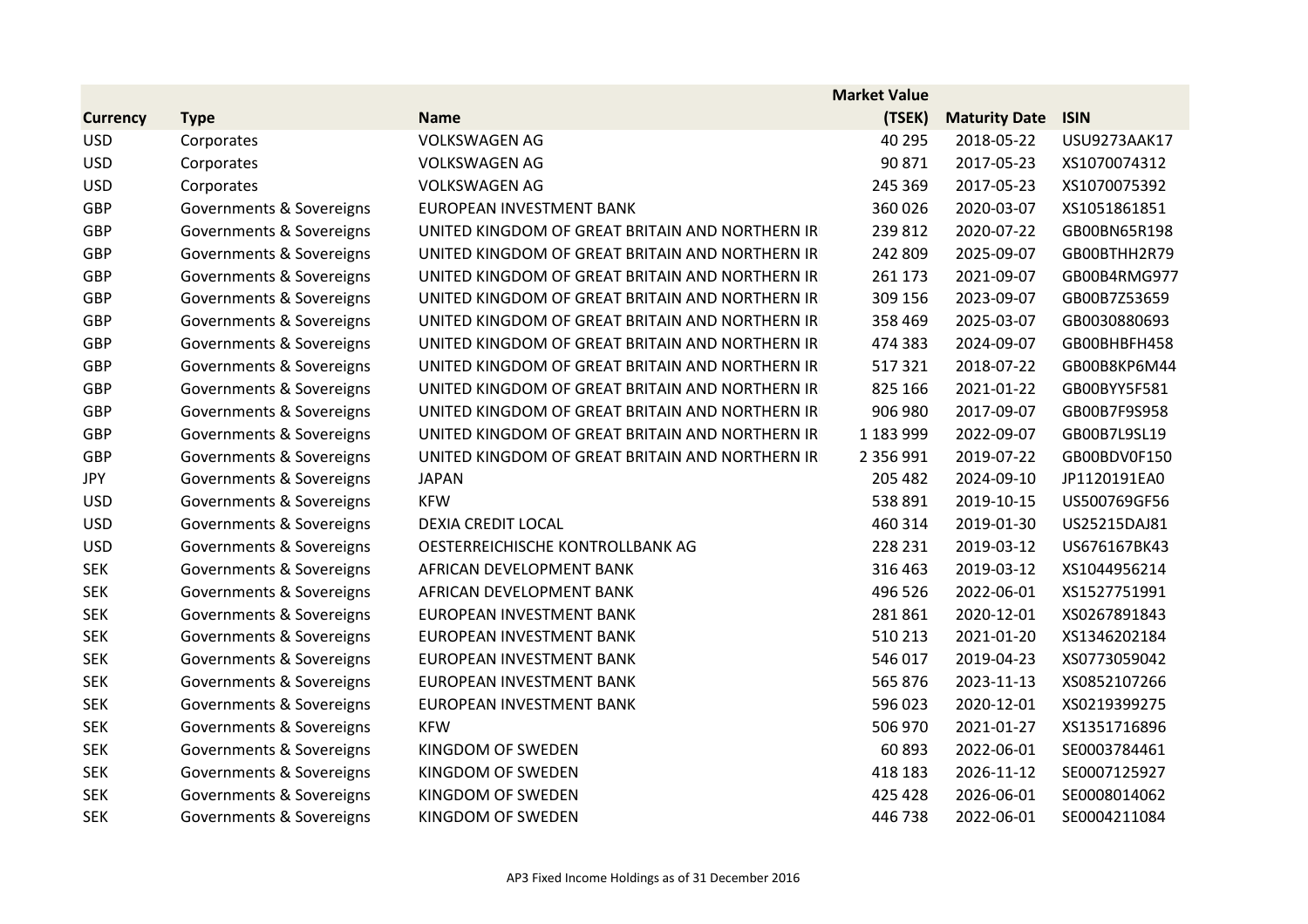| Currency | Type | Name | Market Value (TSEK) | Maturity Date | ISIN |
|---|---|---|---|---|---|
| USD | Corporates | VOLKSWAGEN AG | 40 295 | 2018-05-22 | USU9273AAK17 |
| USD | Corporates | VOLKSWAGEN AG | 90 871 | 2017-05-23 | XS1070074312 |
| USD | Corporates | VOLKSWAGEN AG | 245 369 | 2017-05-23 | XS1070075392 |
| GBP | Governments & Sovereigns | EUROPEAN INVESTMENT BANK | 360 026 | 2020-03-07 | XS1051861851 |
| GBP | Governments & Sovereigns | UNITED KINGDOM OF GREAT BRITAIN AND NORTHERN IR | 239 812 | 2020-07-22 | GB00BN65R198 |
| GBP | Governments & Sovereigns | UNITED KINGDOM OF GREAT BRITAIN AND NORTHERN IR | 242 809 | 2025-09-07 | GB00BTHH2R79 |
| GBP | Governments & Sovereigns | UNITED KINGDOM OF GREAT BRITAIN AND NORTHERN IR | 261 173 | 2021-09-07 | GB00B4RMG977 |
| GBP | Governments & Sovereigns | UNITED KINGDOM OF GREAT BRITAIN AND NORTHERN IR | 309 156 | 2023-09-07 | GB00B7Z53659 |
| GBP | Governments & Sovereigns | UNITED KINGDOM OF GREAT BRITAIN AND NORTHERN IR | 358 469 | 2025-03-07 | GB0030880693 |
| GBP | Governments & Sovereigns | UNITED KINGDOM OF GREAT BRITAIN AND NORTHERN IR | 474 383 | 2024-09-07 | GB00BHBFH458 |
| GBP | Governments & Sovereigns | UNITED KINGDOM OF GREAT BRITAIN AND NORTHERN IR | 517 321 | 2018-07-22 | GB00B8KP6M44 |
| GBP | Governments & Sovereigns | UNITED KINGDOM OF GREAT BRITAIN AND NORTHERN IR | 825 166 | 2021-01-22 | GB00BYY5F581 |
| GBP | Governments & Sovereigns | UNITED KINGDOM OF GREAT BRITAIN AND NORTHERN IR | 906 980 | 2017-09-07 | GB00B7F9S958 |
| GBP | Governments & Sovereigns | UNITED KINGDOM OF GREAT BRITAIN AND NORTHERN IR | 1 183 999 | 2022-09-07 | GB00B7L9SL19 |
| GBP | Governments & Sovereigns | UNITED KINGDOM OF GREAT BRITAIN AND NORTHERN IR | 2 356 991 | 2019-07-22 | GB00BDV0F150 |
| JPY | Governments & Sovereigns | JAPAN | 205 482 | 2024-09-10 | JP1120191EA0 |
| USD | Governments & Sovereigns | KFW | 538 891 | 2019-10-15 | US500769GF56 |
| USD | Governments & Sovereigns | DEXIA CREDIT LOCAL | 460 314 | 2019-01-30 | US25215DAJ81 |
| USD | Governments & Sovereigns | OESTERREICHISCHE KONTROLLBANK AG | 228 231 | 2019-03-12 | US676167BK43 |
| SEK | Governments & Sovereigns | AFRICAN DEVELOPMENT BANK | 316 463 | 2019-03-12 | XS1044956214 |
| SEK | Governments & Sovereigns | AFRICAN DEVELOPMENT BANK | 496 526 | 2022-06-01 | XS1527751991 |
| SEK | Governments & Sovereigns | EUROPEAN INVESTMENT BANK | 281 861 | 2020-12-01 | XS0267891843 |
| SEK | Governments & Sovereigns | EUROPEAN INVESTMENT BANK | 510 213 | 2021-01-20 | XS1346202184 |
| SEK | Governments & Sovereigns | EUROPEAN INVESTMENT BANK | 546 017 | 2019-04-23 | XS0773059042 |
| SEK | Governments & Sovereigns | EUROPEAN INVESTMENT BANK | 565 876 | 2023-11-13 | XS0852107266 |
| SEK | Governments & Sovereigns | EUROPEAN INVESTMENT BANK | 596 023 | 2020-12-01 | XS0219399275 |
| SEK | Governments & Sovereigns | KFW | 506 970 | 2021-01-27 | XS1351716896 |
| SEK | Governments & Sovereigns | KINGDOM OF SWEDEN | 60 893 | 2022-06-01 | SE0003784461 |
| SEK | Governments & Sovereigns | KINGDOM OF SWEDEN | 418 183 | 2026-11-12 | SE0007125927 |
| SEK | Governments & Sovereigns | KINGDOM OF SWEDEN | 425 428 | 2026-06-01 | SE0008014062 |
| SEK | Governments & Sovereigns | KINGDOM OF SWEDEN | 446 738 | 2022-06-01 | SE0004211084 |

AP3 Fixed Income Holdings as of 31 December 2016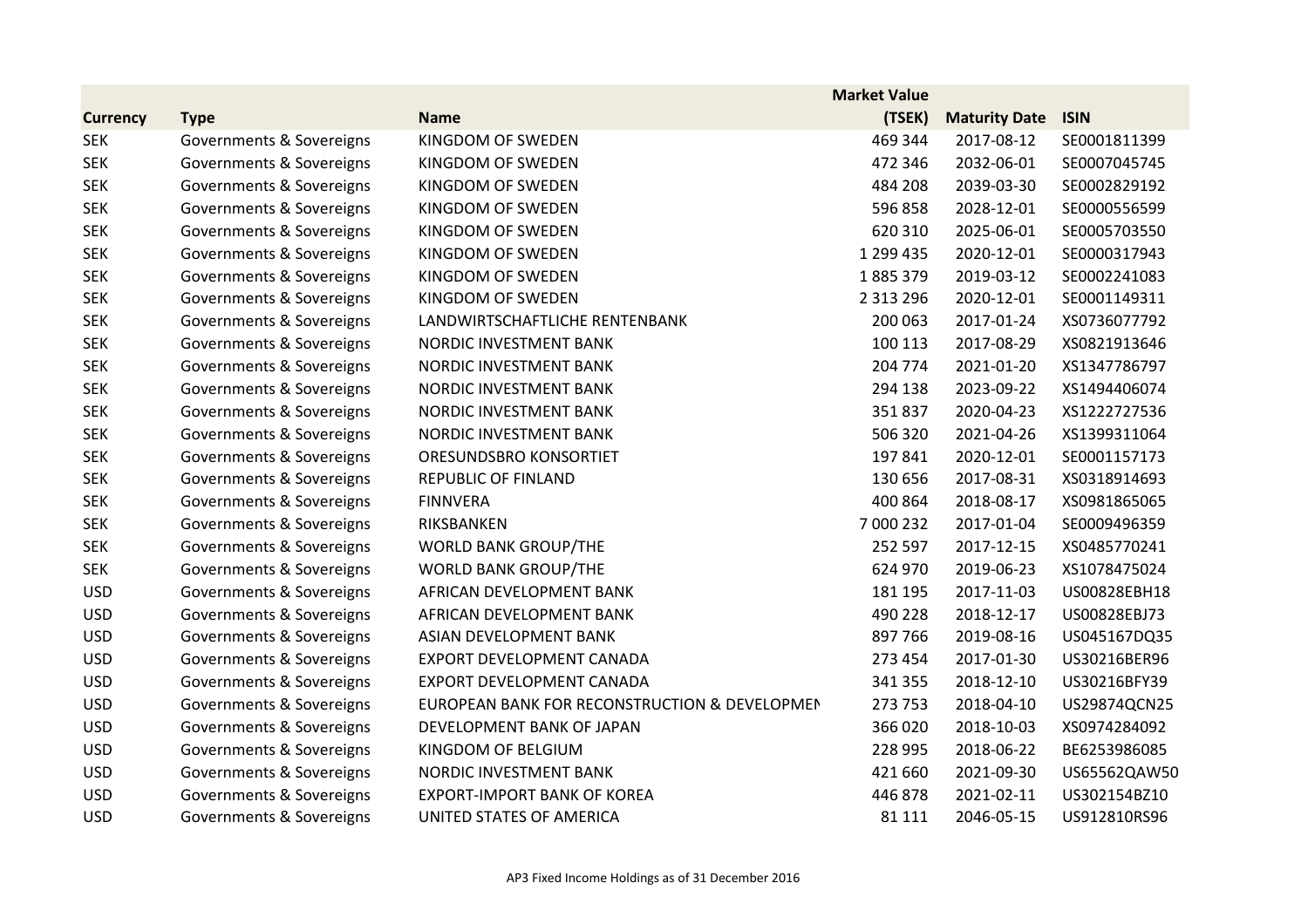| Currency | Type | Name | Market Value (TSEK) | Maturity Date | ISIN |
|---|---|---|---|---|---|
| SEK | Governments & Sovereigns | KINGDOM OF SWEDEN | 469 344 | 2017-08-12 | SE0001811399 |
| SEK | Governments & Sovereigns | KINGDOM OF SWEDEN | 472 346 | 2032-06-01 | SE0007045745 |
| SEK | Governments & Sovereigns | KINGDOM OF SWEDEN | 484 208 | 2039-03-30 | SE0002829192 |
| SEK | Governments & Sovereigns | KINGDOM OF SWEDEN | 596 858 | 2028-12-01 | SE0000556599 |
| SEK | Governments & Sovereigns | KINGDOM OF SWEDEN | 620 310 | 2025-06-01 | SE0005703550 |
| SEK | Governments & Sovereigns | KINGDOM OF SWEDEN | 1 299 435 | 2020-12-01 | SE0000317943 |
| SEK | Governments & Sovereigns | KINGDOM OF SWEDEN | 1 885 379 | 2019-03-12 | SE0002241083 |
| SEK | Governments & Sovereigns | KINGDOM OF SWEDEN | 2 313 296 | 2020-12-01 | SE0001149311 |
| SEK | Governments & Sovereigns | LANDWIRTSCHAFTLICHE RENTENBANK | 200 063 | 2017-01-24 | XS0736077792 |
| SEK | Governments & Sovereigns | NORDIC INVESTMENT BANK | 100 113 | 2017-08-29 | XS0821913646 |
| SEK | Governments & Sovereigns | NORDIC INVESTMENT BANK | 204 774 | 2021-01-20 | XS1347786797 |
| SEK | Governments & Sovereigns | NORDIC INVESTMENT BANK | 294 138 | 2023-09-22 | XS1494406074 |
| SEK | Governments & Sovereigns | NORDIC INVESTMENT BANK | 351 837 | 2020-04-23 | XS1222727536 |
| SEK | Governments & Sovereigns | NORDIC INVESTMENT BANK | 506 320 | 2021-04-26 | XS1399311064 |
| SEK | Governments & Sovereigns | ORESUNDSBRO KONSORTIET | 197 841 | 2020-12-01 | SE0001157173 |
| SEK | Governments & Sovereigns | REPUBLIC OF FINLAND | 130 656 | 2017-08-31 | XS0318914693 |
| SEK | Governments & Sovereigns | FINNVERA | 400 864 | 2018-08-17 | XS0981865065 |
| SEK | Governments & Sovereigns | RIKSBANKEN | 7 000 232 | 2017-01-04 | SE0009496359 |
| SEK | Governments & Sovereigns | WORLD BANK GROUP/THE | 252 597 | 2017-12-15 | XS0485770241 |
| SEK | Governments & Sovereigns | WORLD BANK GROUP/THE | 624 970 | 2019-06-23 | XS1078475024 |
| USD | Governments & Sovereigns | AFRICAN DEVELOPMENT BANK | 181 195 | 2017-11-03 | US00828EBH18 |
| USD | Governments & Sovereigns | AFRICAN DEVELOPMENT BANK | 490 228 | 2018-12-17 | US00828EBJ73 |
| USD | Governments & Sovereigns | ASIAN DEVELOPMENT BANK | 897 766 | 2019-08-16 | US045167DQ35 |
| USD | Governments & Sovereigns | EXPORT DEVELOPMENT CANADA | 273 454 | 2017-01-30 | US30216BER96 |
| USD | Governments & Sovereigns | EXPORT DEVELOPMENT CANADA | 341 355 | 2018-12-10 | US30216BFY39 |
| USD | Governments & Sovereigns | EUROPEAN BANK FOR RECONSTRUCTION & DEVELOPMEN | 273 753 | 2018-04-10 | US29874QCN25 |
| USD | Governments & Sovereigns | DEVELOPMENT BANK OF JAPAN | 366 020 | 2018-10-03 | XS0974284092 |
| USD | Governments & Sovereigns | KINGDOM OF BELGIUM | 228 995 | 2018-06-22 | BE6253986085 |
| USD | Governments & Sovereigns | NORDIC INVESTMENT BANK | 421 660 | 2021-09-30 | US65562QAW50 |
| USD | Governments & Sovereigns | EXPORT-IMPORT BANK OF KOREA | 446 878 | 2021-02-11 | US302154BZ10 |
| USD | Governments & Sovereigns | UNITED STATES OF AMERICA | 81 111 | 2046-05-15 | US912810RS96 |

AP3 Fixed Income Holdings as of 31 December 2016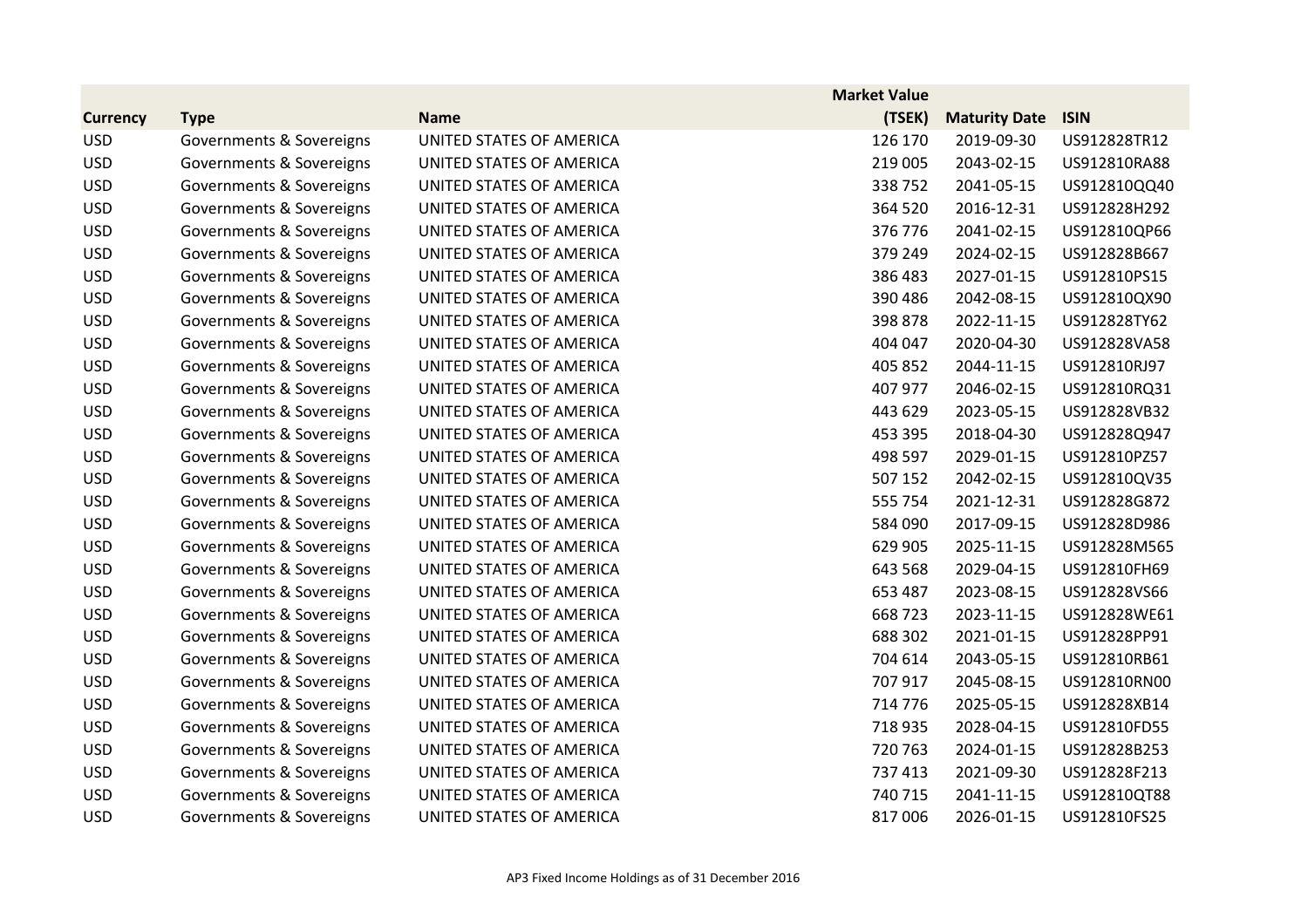| Currency | Type | Name | Market Value (TSEK) | Maturity Date | ISIN |
|---|---|---|---|---|---|
| USD | Governments & Sovereigns | UNITED STATES OF AMERICA | 126 170 | 2019-09-30 | US912828TR12 |
| USD | Governments & Sovereigns | UNITED STATES OF AMERICA | 219 005 | 2043-02-15 | US912810RA88 |
| USD | Governments & Sovereigns | UNITED STATES OF AMERICA | 338 752 | 2041-05-15 | US912810QQ40 |
| USD | Governments & Sovereigns | UNITED STATES OF AMERICA | 364 520 | 2016-12-31 | US912828H292 |
| USD | Governments & Sovereigns | UNITED STATES OF AMERICA | 376 776 | 2041-02-15 | US912810QP66 |
| USD | Governments & Sovereigns | UNITED STATES OF AMERICA | 379 249 | 2024-02-15 | US912828B667 |
| USD | Governments & Sovereigns | UNITED STATES OF AMERICA | 386 483 | 2027-01-15 | US912810PS15 |
| USD | Governments & Sovereigns | UNITED STATES OF AMERICA | 390 486 | 2042-08-15 | US912810QX90 |
| USD | Governments & Sovereigns | UNITED STATES OF AMERICA | 398 878 | 2022-11-15 | US912828TY62 |
| USD | Governments & Sovereigns | UNITED STATES OF AMERICA | 404 047 | 2020-04-30 | US912828VA58 |
| USD | Governments & Sovereigns | UNITED STATES OF AMERICA | 405 852 | 2044-11-15 | US912810RJ97 |
| USD | Governments & Sovereigns | UNITED STATES OF AMERICA | 407 977 | 2046-02-15 | US912810RQ31 |
| USD | Governments & Sovereigns | UNITED STATES OF AMERICA | 443 629 | 2023-05-15 | US912828VB32 |
| USD | Governments & Sovereigns | UNITED STATES OF AMERICA | 453 395 | 2018-04-30 | US912828Q947 |
| USD | Governments & Sovereigns | UNITED STATES OF AMERICA | 498 597 | 2029-01-15 | US912810PZ57 |
| USD | Governments & Sovereigns | UNITED STATES OF AMERICA | 507 152 | 2042-02-15 | US912810QV35 |
| USD | Governments & Sovereigns | UNITED STATES OF AMERICA | 555 754 | 2021-12-31 | US912828G872 |
| USD | Governments & Sovereigns | UNITED STATES OF AMERICA | 584 090 | 2017-09-15 | US912828D986 |
| USD | Governments & Sovereigns | UNITED STATES OF AMERICA | 629 905 | 2025-11-15 | US912828M565 |
| USD | Governments & Sovereigns | UNITED STATES OF AMERICA | 643 568 | 2029-04-15 | US912810FH69 |
| USD | Governments & Sovereigns | UNITED STATES OF AMERICA | 653 487 | 2023-08-15 | US912828VS66 |
| USD | Governments & Sovereigns | UNITED STATES OF AMERICA | 668 723 | 2023-11-15 | US912828WE61 |
| USD | Governments & Sovereigns | UNITED STATES OF AMERICA | 688 302 | 2021-01-15 | US912828PP91 |
| USD | Governments & Sovereigns | UNITED STATES OF AMERICA | 704 614 | 2043-05-15 | US912810RB61 |
| USD | Governments & Sovereigns | UNITED STATES OF AMERICA | 707 917 | 2045-08-15 | US912810RN00 |
| USD | Governments & Sovereigns | UNITED STATES OF AMERICA | 714 776 | 2025-05-15 | US912828XB14 |
| USD | Governments & Sovereigns | UNITED STATES OF AMERICA | 718 935 | 2028-04-15 | US912810FD55 |
| USD | Governments & Sovereigns | UNITED STATES OF AMERICA | 720 763 | 2024-01-15 | US912828B253 |
| USD | Governments & Sovereigns | UNITED STATES OF AMERICA | 737 413 | 2021-09-30 | US912828F213 |
| USD | Governments & Sovereigns | UNITED STATES OF AMERICA | 740 715 | 2041-11-15 | US912810QT88 |
| USD | Governments & Sovereigns | UNITED STATES OF AMERICA | 817 006 | 2026-01-15 | US912810FS25 |

AP3 Fixed Income Holdings as of 31 December 2016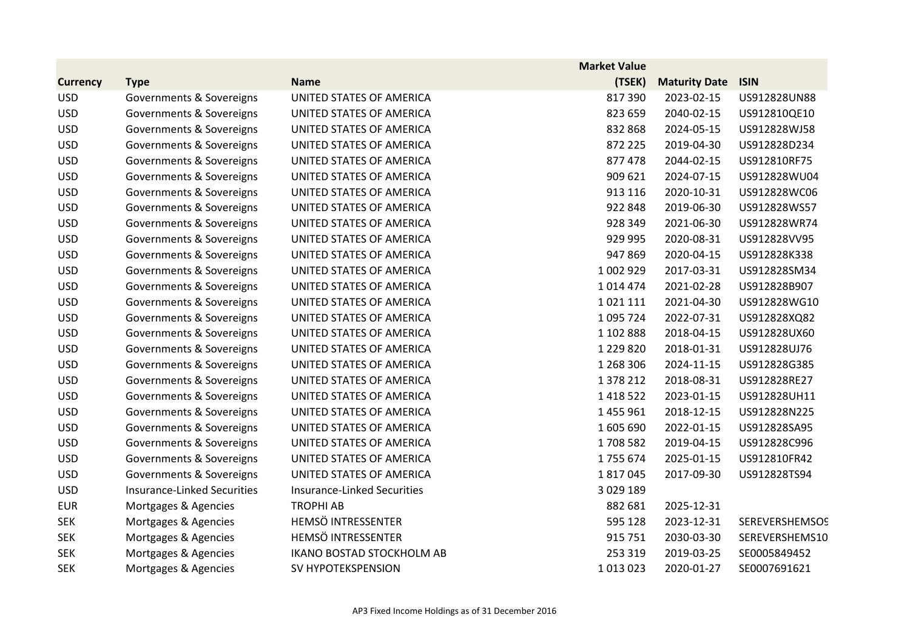| Currency | Type | Name | Market Value (TSEK) | Maturity Date | ISIN |
|---|---|---|---|---|---|
| USD | Governments & Sovereigns | UNITED STATES OF AMERICA | 817 390 | 2023-02-15 | US912828UN88 |
| USD | Governments & Sovereigns | UNITED STATES OF AMERICA | 823 659 | 2040-02-15 | US912810QE10 |
| USD | Governments & Sovereigns | UNITED STATES OF AMERICA | 832 868 | 2024-05-15 | US912828WJ58 |
| USD | Governments & Sovereigns | UNITED STATES OF AMERICA | 872 225 | 2019-04-30 | US912828D234 |
| USD | Governments & Sovereigns | UNITED STATES OF AMERICA | 877 478 | 2044-02-15 | US912810RF75 |
| USD | Governments & Sovereigns | UNITED STATES OF AMERICA | 909 621 | 2024-07-15 | US912828WU04 |
| USD | Governments & Sovereigns | UNITED STATES OF AMERICA | 913 116 | 2020-10-31 | US912828WC06 |
| USD | Governments & Sovereigns | UNITED STATES OF AMERICA | 922 848 | 2019-06-30 | US912828WS57 |
| USD | Governments & Sovereigns | UNITED STATES OF AMERICA | 928 349 | 2021-06-30 | US912828WR74 |
| USD | Governments & Sovereigns | UNITED STATES OF AMERICA | 929 995 | 2020-08-31 | US912828VV95 |
| USD | Governments & Sovereigns | UNITED STATES OF AMERICA | 947 869 | 2020-04-15 | US912828K338 |
| USD | Governments & Sovereigns | UNITED STATES OF AMERICA | 1 002 929 | 2017-03-31 | US912828SM34 |
| USD | Governments & Sovereigns | UNITED STATES OF AMERICA | 1 014 474 | 2021-02-28 | US912828B907 |
| USD | Governments & Sovereigns | UNITED STATES OF AMERICA | 1 021 111 | 2021-04-30 | US912828WG10 |
| USD | Governments & Sovereigns | UNITED STATES OF AMERICA | 1 095 724 | 2022-07-31 | US912828XQ82 |
| USD | Governments & Sovereigns | UNITED STATES OF AMERICA | 1 102 888 | 2018-04-15 | US912828UX60 |
| USD | Governments & Sovereigns | UNITED STATES OF AMERICA | 1 229 820 | 2018-01-31 | US912828UJ76 |
| USD | Governments & Sovereigns | UNITED STATES OF AMERICA | 1 268 306 | 2024-11-15 | US912828G385 |
| USD | Governments & Sovereigns | UNITED STATES OF AMERICA | 1 378 212 | 2018-08-31 | US912828RE27 |
| USD | Governments & Sovereigns | UNITED STATES OF AMERICA | 1 418 522 | 2023-01-15 | US912828UH11 |
| USD | Governments & Sovereigns | UNITED STATES OF AMERICA | 1 455 961 | 2018-12-15 | US912828N225 |
| USD | Governments & Sovereigns | UNITED STATES OF AMERICA | 1 605 690 | 2022-01-15 | US912828SA95 |
| USD | Governments & Sovereigns | UNITED STATES OF AMERICA | 1 708 582 | 2019-04-15 | US912828C996 |
| USD | Governments & Sovereigns | UNITED STATES OF AMERICA | 1 755 674 | 2025-01-15 | US912810FR42 |
| USD | Governments & Sovereigns | UNITED STATES OF AMERICA | 1 817 045 | 2017-09-30 | US912828TS94 |
| USD | Insurance-Linked Securities | Insurance-Linked Securities | 3 029 189 | | |
| EUR | Mortgages & Agencies | TROPHI AB | 882 681 | 2025-12-31 | |
| SEK | Mortgages & Agencies | HEMSÖ INTRESSENTER | 595 128 | 2023-12-31 | SEREVERSHEMSO9 |
| SEK | Mortgages & Agencies | HEMSÖ INTRESSENTER | 915 751 | 2030-03-30 | SEREVERSHEMS10 |
| SEK | Mortgages & Agencies | IKANO BOSTAD STOCKHOLM AB | 253 319 | 2019-03-25 | SE0005849452 |
| SEK | Mortgages & Agencies | SV HYPOTEKSPENSION | 1 013 023 | 2020-01-27 | SE0007691621 |

AP3 Fixed Income Holdings as of 31 December 2016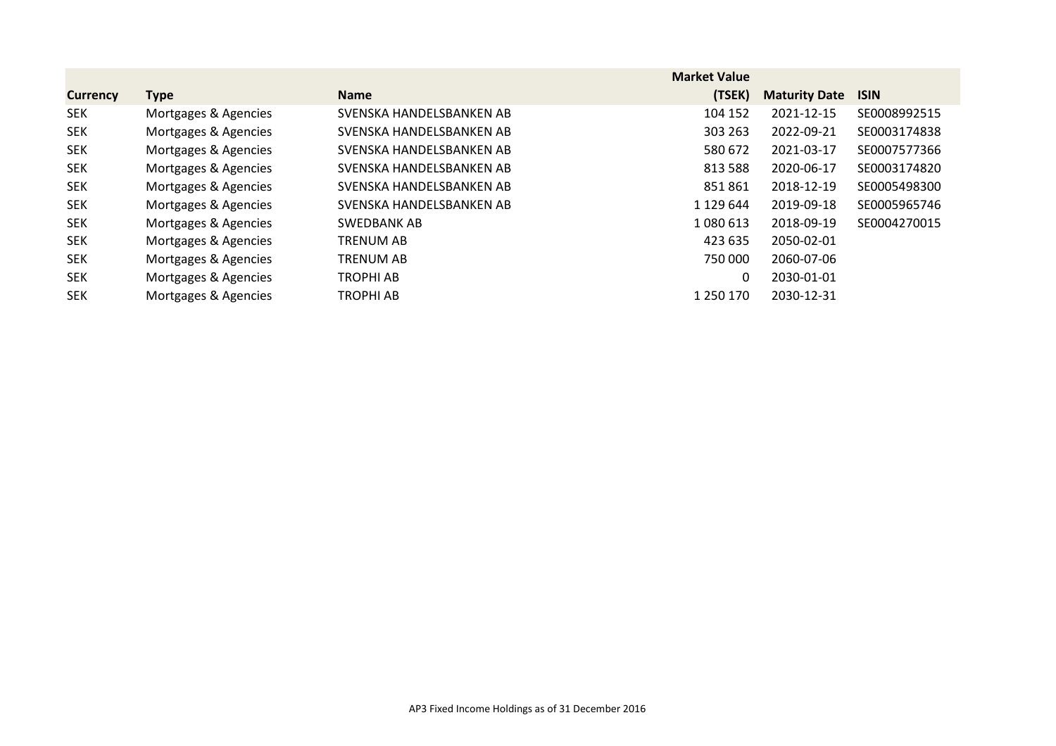| Currency | Type | Name | Market Value (TSEK) | Maturity Date | ISIN |
|---|---|---|---|---|---|
| SEK | Mortgages & Agencies | SVENSKA HANDELSBANKEN AB | 104 152 | 2021-12-15 | SE0008992515 |
| SEK | Mortgages & Agencies | SVENSKA HANDELSBANKEN AB | 303 263 | 2022-09-21 | SE0003174838 |
| SEK | Mortgages & Agencies | SVENSKA HANDELSBANKEN AB | 580 672 | 2021-03-17 | SE0007577366 |
| SEK | Mortgages & Agencies | SVENSKA HANDELSBANKEN AB | 813 588 | 2020-06-17 | SE0003174820 |
| SEK | Mortgages & Agencies | SVENSKA HANDELSBANKEN AB | 851 861 | 2018-12-19 | SE0005498300 |
| SEK | Mortgages & Agencies | SVENSKA HANDELSBANKEN AB | 1 129 644 | 2019-09-18 | SE0005965746 |
| SEK | Mortgages & Agencies | SWEDBANK AB | 1 080 613 | 2018-09-19 | SE0004270015 |
| SEK | Mortgages & Agencies | TRENUM AB | 423 635 | 2050-02-01 | |
| SEK | Mortgages & Agencies | TRENUM AB | 750 000 | 2060-07-06 | |
| SEK | Mortgages & Agencies | TROPHI AB | 0 | 2030-01-01 | |
| SEK | Mortgages & Agencies | TROPHI AB | 1 250 170 | 2030-12-31 | |